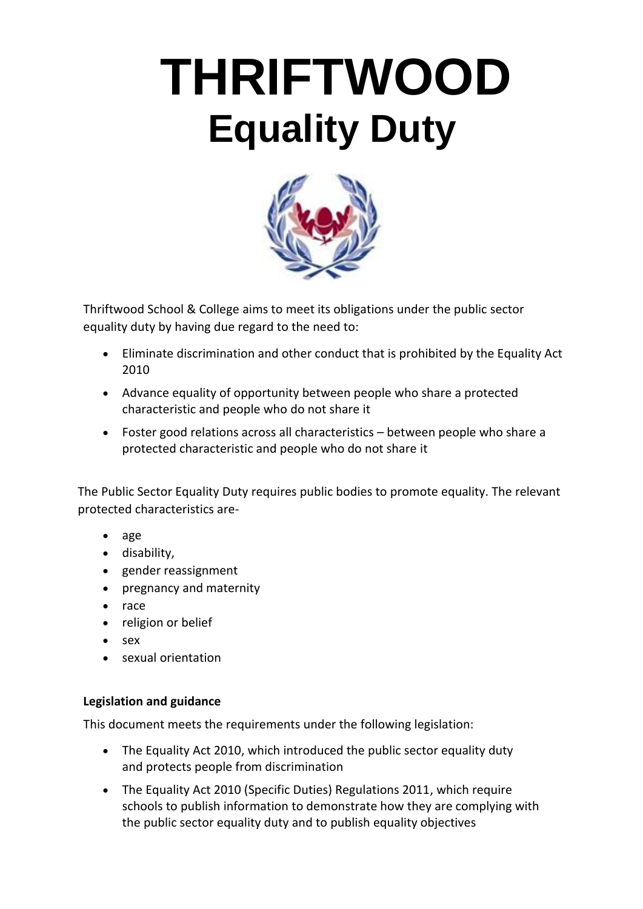# THRIFTWOOD
# Equality Duty

Thriftwood School & College aims to meet its obligations under the public sector equality duty by having due regard to the need to:

- Eliminate discrimination and other conduct that is prohibited by the Equality Act 2010
- Advance equality of opportunity between people who share a protected characteristic and people who do not share it
- Foster good relations across all characteristics – between people who share a protected characteristic and people who do not share it

The Public Sector Equality Duty requires public bodies to promote equality. The relevant protected characteristics are-

- age
- disability,
- gender reassignment
- pregnancy and maternity
- race
- religion or belief
- sex
- sexual orientation

**Legislation and guidance**

This document meets the requirements under the following legislation:

- The Equality Act 2010, which introduced the public sector equality duty and protects people from discrimination
- The Equality Act 2010 (Specific Duties) Regulations 2011, which require schools to publish information to demonstrate how they are complying with the public sector equality duty and to publish equality objectives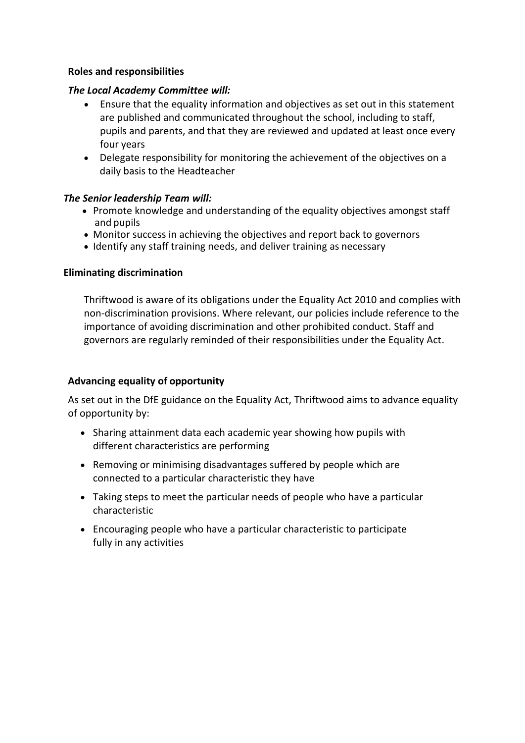**Roles and responsibilities**

***The Local Academy Committee will:***

- Ensure that the equality information and objectives as set out in this statement are published and communicated throughout the school, including to staff, pupils and parents, and that they are reviewed and updated at least once every four years
- Delegate responsibility for monitoring the achievement of the objectives on a daily basis to the Headteacher

***The Senior leadership Team will:***

- Promote knowledge and understanding of the equality objectives amongst staff and pupils
- Monitor success in achieving the objectives and report back to governors
- Identify any staff training needs, and deliver training as necessary

**Eliminating discrimination**

Thriftwood is aware of its obligations under the Equality Act 2010 and complies with non-discrimination provisions. Where relevant, our policies include reference to the importance of avoiding discrimination and other prohibited conduct. Staff and governors are regularly reminded of their responsibilities under the Equality Act.

**Advancing equality of opportunity**

As set out in the DfE guidance on the Equality Act, Thriftwood aims to advance equality of opportunity by:

- Sharing attainment data each academic year showing how pupils with different characteristics are performing
- Removing or minimising disadvantages suffered by people which are connected to a particular characteristic they have
- Taking steps to meet the particular needs of people who have a particular characteristic
- Encouraging people who have a particular characteristic to participate fully in any activities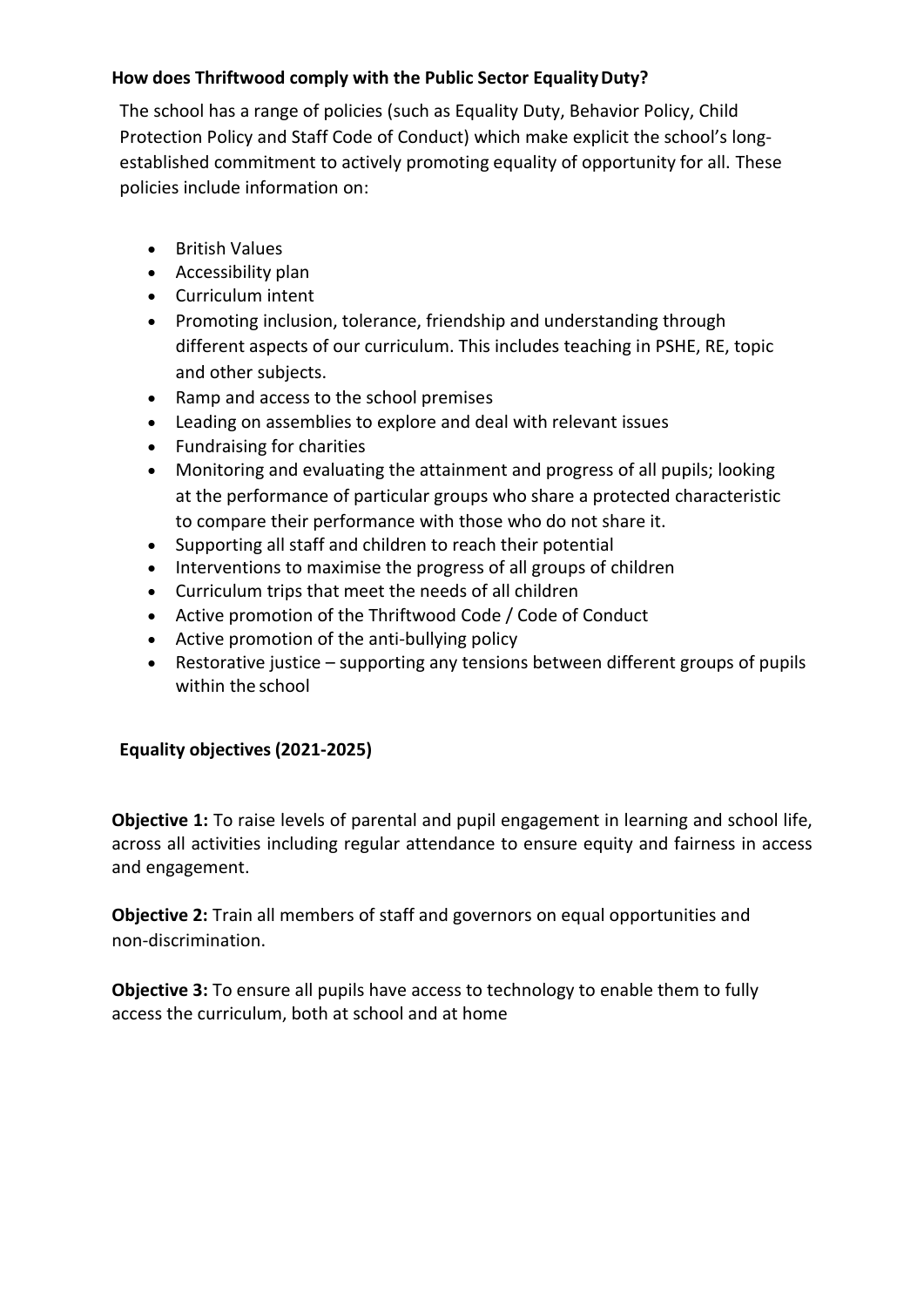**How does Thriftwood comply with the Public Sector Equality Duty?**

The school has a range of policies (such as Equality Duty, Behavior Policy, Child Protection Policy and Staff Code of Conduct) which make explicit the school's long-established commitment to actively promoting equality of opportunity for all. These policies include information on:

- British Values
- Accessibility plan
- Curriculum intent
- Promoting inclusion, tolerance, friendship and understanding through different aspects of our curriculum. This includes teaching in PSHE, RE, topic and other subjects.
- Ramp and access to the school premises
- Leading on assemblies to explore and deal with relevant issues
- Fundraising for charities
- Monitoring and evaluating the attainment and progress of all pupils; looking at the performance of particular groups who share a protected characteristic to compare their performance with those who do not share it.
- Supporting all staff and children to reach their potential
- Interventions to maximise the progress of all groups of children
- Curriculum trips that meet the needs of all children
- Active promotion of the Thriftwood Code / Code of Conduct
- Active promotion of the anti-bullying policy
- Restorative justice – supporting any tensions between different groups of pupils within the school

**Equality objectives (2021-2025)**

**Objective 1:** To raise levels of parental and pupil engagement in learning and school life, across all activities including regular attendance to ensure equity and fairness in access and engagement.

**Objective 2:** Train all members of staff and governors on equal opportunities and non-discrimination.

**Objective 3:** To ensure all pupils have access to technology to enable them to fully access the curriculum, both at school and at home